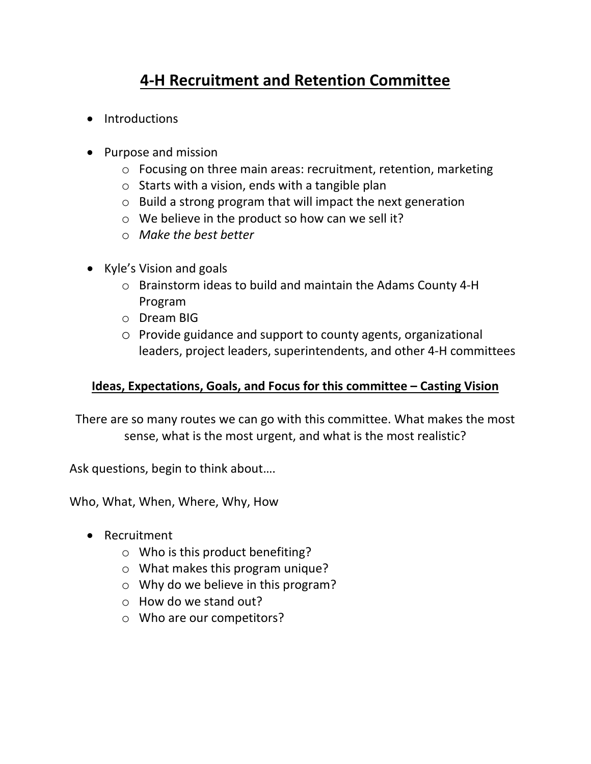# 4-H Recruitment and Retention Committee

- Introductions

- Purpose and mission
  - Focusing on three main areas: recruitment, retention, marketing
  - Starts with a vision, ends with a tangible plan
  - Build a strong program that will impact the next generation
  - We believe in the product so how can we sell it?
  - *Make the best better*

- Kyle's Vision and goals
  - Brainstorm ideas to build and maintain the Adams County 4-H Program
  - Dream BIG
  - Provide guidance and support to county agents, organizational leaders, project leaders, superintendents, and other 4-H committees

## Ideas, Expectations, Goals, and Focus for this committee – Casting Vision

There are so many routes we can go with this committee. What makes the most sense, what is the most urgent, and what is the most realistic?

Ask questions, begin to think about….

Who, What, When, Where, Why, How

- Recruitment
  - Who is this product benefiting?
  - What makes this program unique?
  - Why do we believe in this program?
  - How do we stand out?
  - Who are our competitors?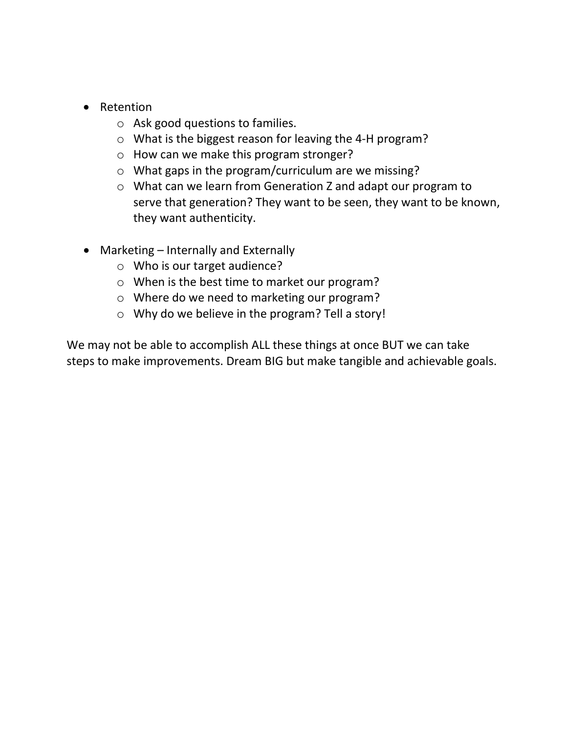- Retention
  - Ask good questions to families.
  - What is the biggest reason for leaving the 4-H program?
  - How can we make this program stronger?
  - What gaps in the program/curriculum are we missing?
  - What can we learn from Generation Z and adapt our program to serve that generation? They want to be seen, they want to be known, they want authenticity.

- Marketing – Internally and Externally
  - Who is our target audience?
  - When is the best time to market our program?
  - Where do we need to marketing our program?
  - Why do we believe in the program? Tell a story!

We may not be able to accomplish ALL these things at once BUT we can take steps to make improvements. Dream BIG but make tangible and achievable goals.